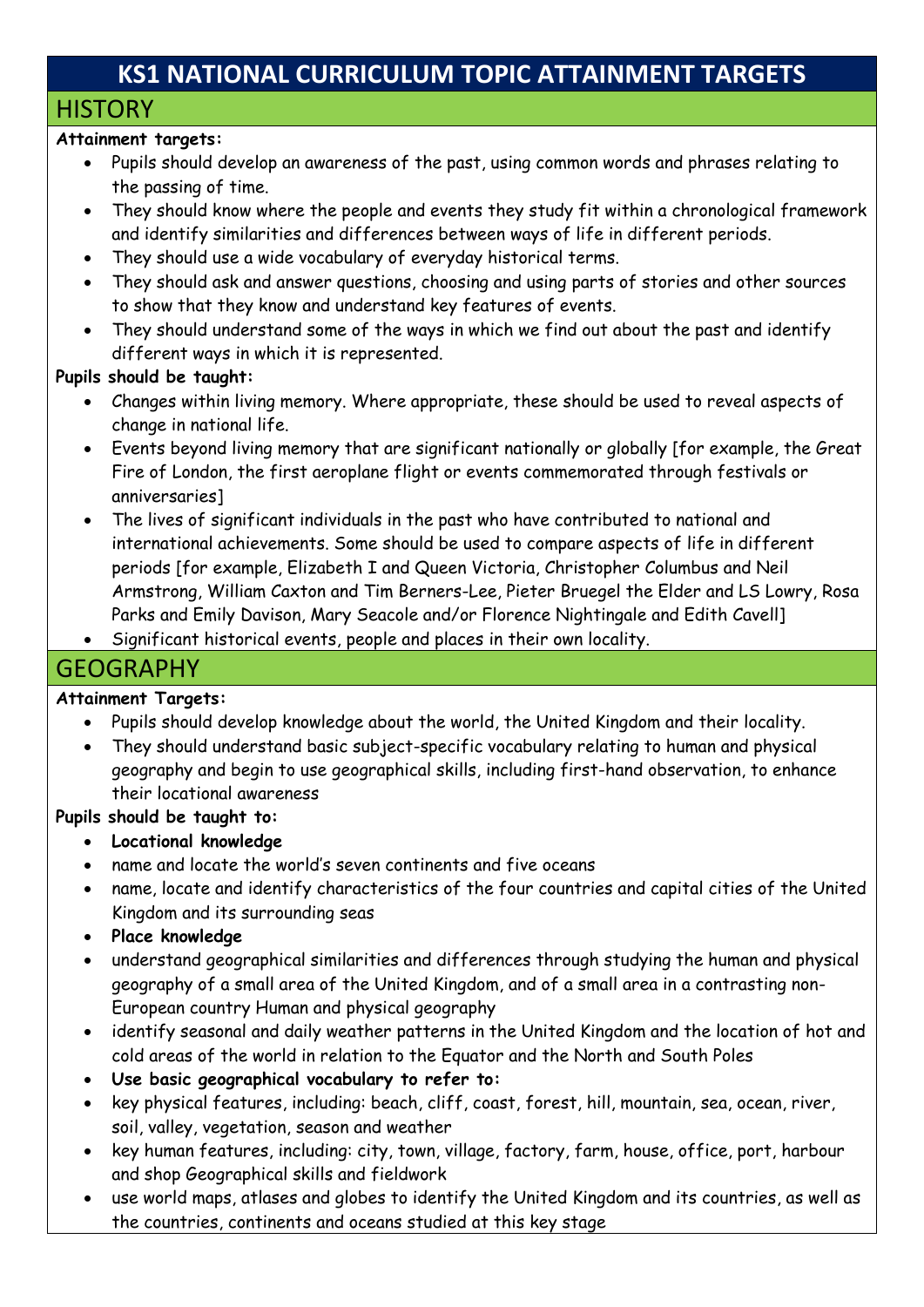# KS1 NATIONAL CURRICULUM TOPIC ATTAINMENT TARGETS

## HISTORY

**Attainment targets:**

- Pupils should develop an awareness of the past, using common words and phrases relating to the passing of time.
- They should know where the people and events they study fit within a chronological framework and identify similarities and differences between ways of life in different periods.
- They should use a wide vocabulary of everyday historical terms.
- They should ask and answer questions, choosing and using parts of stories and other sources to show that they know and understand key features of events.
- They should understand some of the ways in which we find out about the past and identify different ways in which it is represented.

**Pupils should be taught:**

- Changes within living memory. Where appropriate, these should be used to reveal aspects of change in national life.
- Events beyond living memory that are significant nationally or globally [for example, the Great Fire of London, the first aeroplane flight or events commemorated through festivals or anniversaries]
- The lives of significant individuals in the past who have contributed to national and international achievements. Some should be used to compare aspects of life in different periods [for example, Elizabeth I and Queen Victoria, Christopher Columbus and Neil Armstrong, William Caxton and Tim Berners-Lee, Pieter Bruegel the Elder and LS Lowry, Rosa Parks and Emily Davison, Mary Seacole and/or Florence Nightingale and Edith Cavell]
- Significant historical events, people and places in their own locality.

## GEOGRAPHY

**Attainment Targets:**

- Pupils should develop knowledge about the world, the United Kingdom and their locality.
- They should understand basic subject-specific vocabulary relating to human and physical geography and begin to use geographical skills, including first-hand observation, to enhance their locational awareness

**Pupils should be taught to:**

- **Locational knowledge**
- name and locate the world's seven continents and five oceans
- name, locate and identify characteristics of the four countries and capital cities of the United Kingdom and its surrounding seas
- **Place knowledge**
- understand geographical similarities and differences through studying the human and physical geography of a small area of the United Kingdom, and of a small area in a contrasting non-European country Human and physical geography
- identify seasonal and daily weather patterns in the United Kingdom and the location of hot and cold areas of the world in relation to the Equator and the North and South Poles
- **Use basic geographical vocabulary to refer to:**
- key physical features, including: beach, cliff, coast, forest, hill, mountain, sea, ocean, river, soil, valley, vegetation, season and weather
- key human features, including: city, town, village, factory, farm, house, office, port, harbour and shop Geographical skills and fieldwork
- use world maps, atlases and globes to identify the United Kingdom and its countries, as well as the countries, continents and oceans studied at this key stage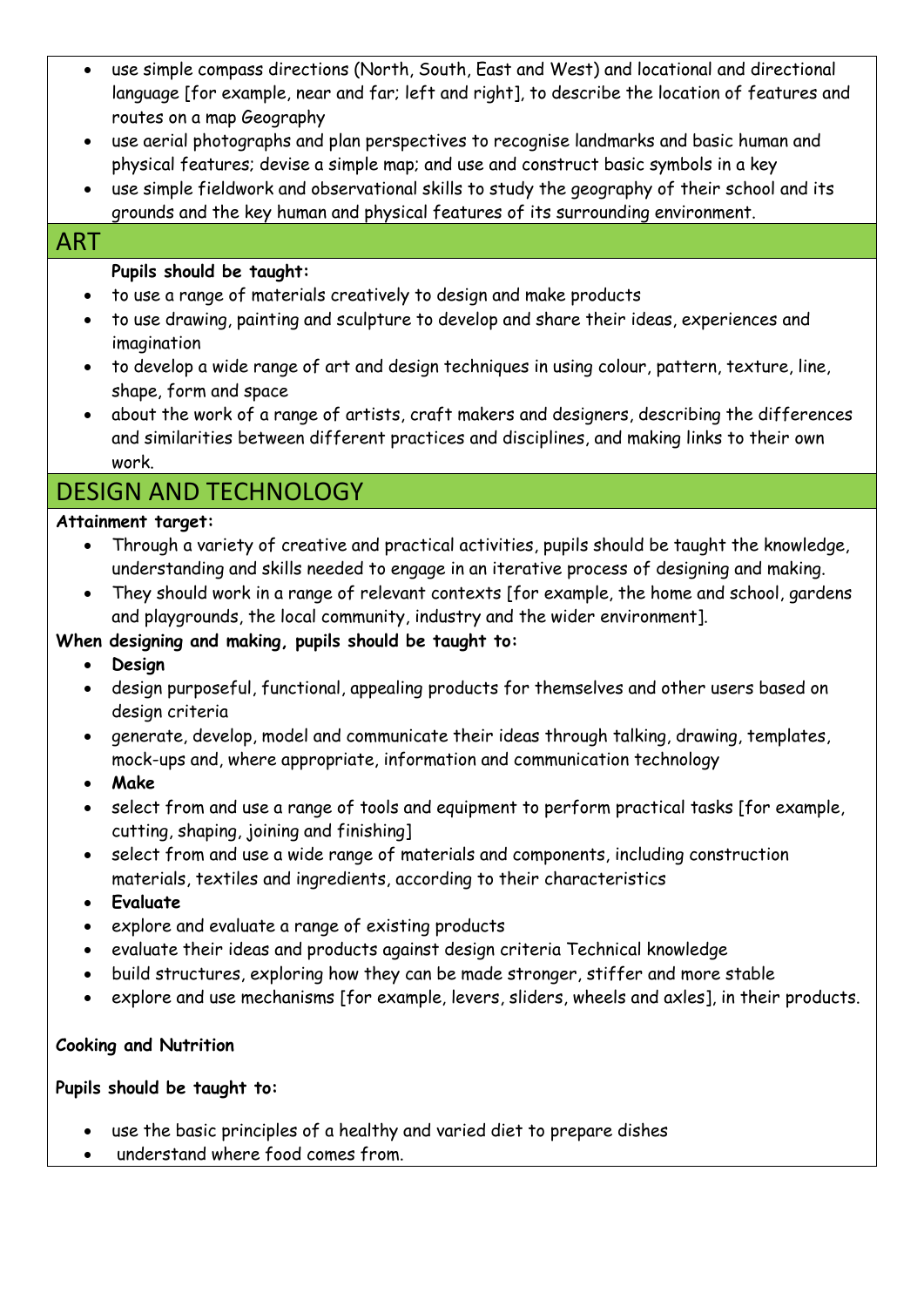- use simple compass directions (North, South, East and West) and locational and directional language [for example, near and far; left and right], to describe the location of features and routes on a map Geography
- use aerial photographs and plan perspectives to recognise landmarks and basic human and physical features; devise a simple map; and use and construct basic symbols in a key
- use simple fieldwork and observational skills to study the geography of their school and its grounds and the key human and physical features of its surrounding environment.

## ART

**Pupils should be taught:**

- to use a range of materials creatively to design and make products
- to use drawing, painting and sculpture to develop and share their ideas, experiences and imagination
- to develop a wide range of art and design techniques in using colour, pattern, texture, line, shape, form and space
- about the work of a range of artists, craft makers and designers, describing the differences and similarities between different practices and disciplines, and making links to their own work.

## DESIGN AND TECHNOLOGY

**Attainment target:**

- Through a variety of creative and practical activities, pupils should be taught the knowledge, understanding and skills needed to engage in an iterative process of designing and making.
- They should work in a range of relevant contexts [for example, the home and school, gardens and playgrounds, the local community, industry and the wider environment].

**When designing and making, pupils should be taught to:**

- **Design**
- design purposeful, functional, appealing products for themselves and other users based on design criteria
- generate, develop, model and communicate their ideas through talking, drawing, templates, mock-ups and, where appropriate, information and communication technology
- **Make**
- select from and use a range of tools and equipment to perform practical tasks [for example, cutting, shaping, joining and finishing]
- select from and use a wide range of materials and components, including construction materials, textiles and ingredients, according to their characteristics
- **Evaluate**
- explore and evaluate a range of existing products
- evaluate their ideas and products against design criteria Technical knowledge
- build structures, exploring how they can be made stronger, stiffer and more stable
- explore and use mechanisms [for example, levers, sliders, wheels and axles], in their products.

**Cooking and Nutrition**

**Pupils should be taught to:**

- use the basic principles of a healthy and varied diet to prepare dishes
- understand where food comes from.